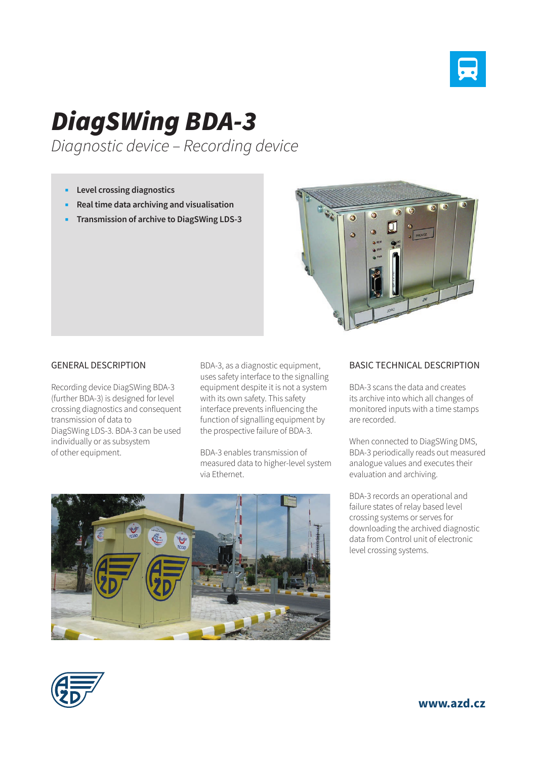# DiagSWing BDA-3

*Diagnostic device – Recording device*

- **Level crossing diagnostics**
- **Real time data archiving and visualisation**
- **Transmission of archive to DiagSWing LDS-3**

## GENERAL DESCRIPTION

Recording device DiagSWing BDA-3 (further BDA-3) is designed for level crossing diagnostics and consequent transmission of data to DiagSWing LDS-3. BDA-3 can be used individually or as subsystem of other equipment.

BDA-3, as a diagnostic equipment, uses safety interface to the signalling equipment despite it is not a system with its own safety. This safety interface prevents influencing the function of signalling equipment by the prospective failure of BDA-3.

BDA-3 enables transmission of measured data to higher-level system via Ethernet.

## BASIC TECHNICAL DESCRIPTION

BDA-3 scans the data and creates its archive into which all changes of monitored inputs with a time stamps are recorded.

When connected to DiagSWing DMS, BDA-3 periodically reads out measured analogue values and executes their evaluation and archiving.

BDA-3 records an operational and failure states of relay based level crossing systems or serves for downloading the archived diagnostic data from Control unit of electronic level crossing systems.

**www.azd.cz**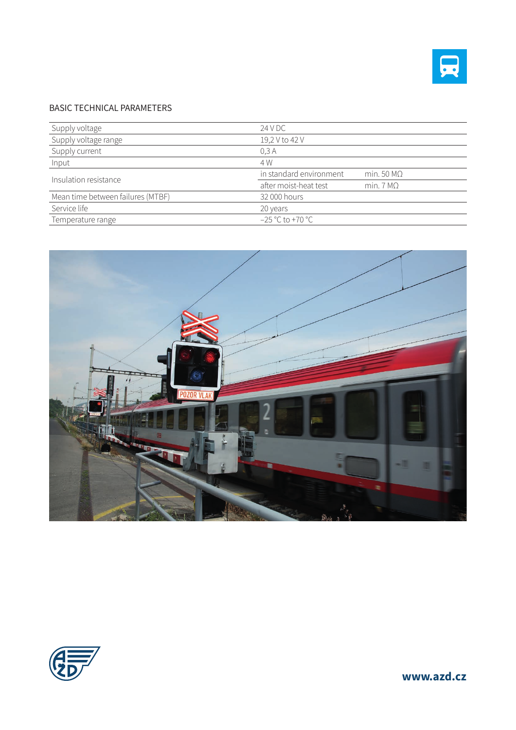## BASIC TECHNICAL PARAMETERS

| | | |
|---|---|---|
| Supply voltage | 24 V DC | |
| Supply voltage range | 19,2 V to 42 V | |
| Supply current | 0,3 A | |
| Input | 4 W | |
| Insulation resistance | in standard environment | min. 50 MΩ |
| | after moist-heat test | min. 7 MΩ |
| Mean time between failures (MTBF) | 32 000 hours | |
| Service life | 20 years | |
| Temperature range | −25 °C to +70 °C | |

www.azd.cz